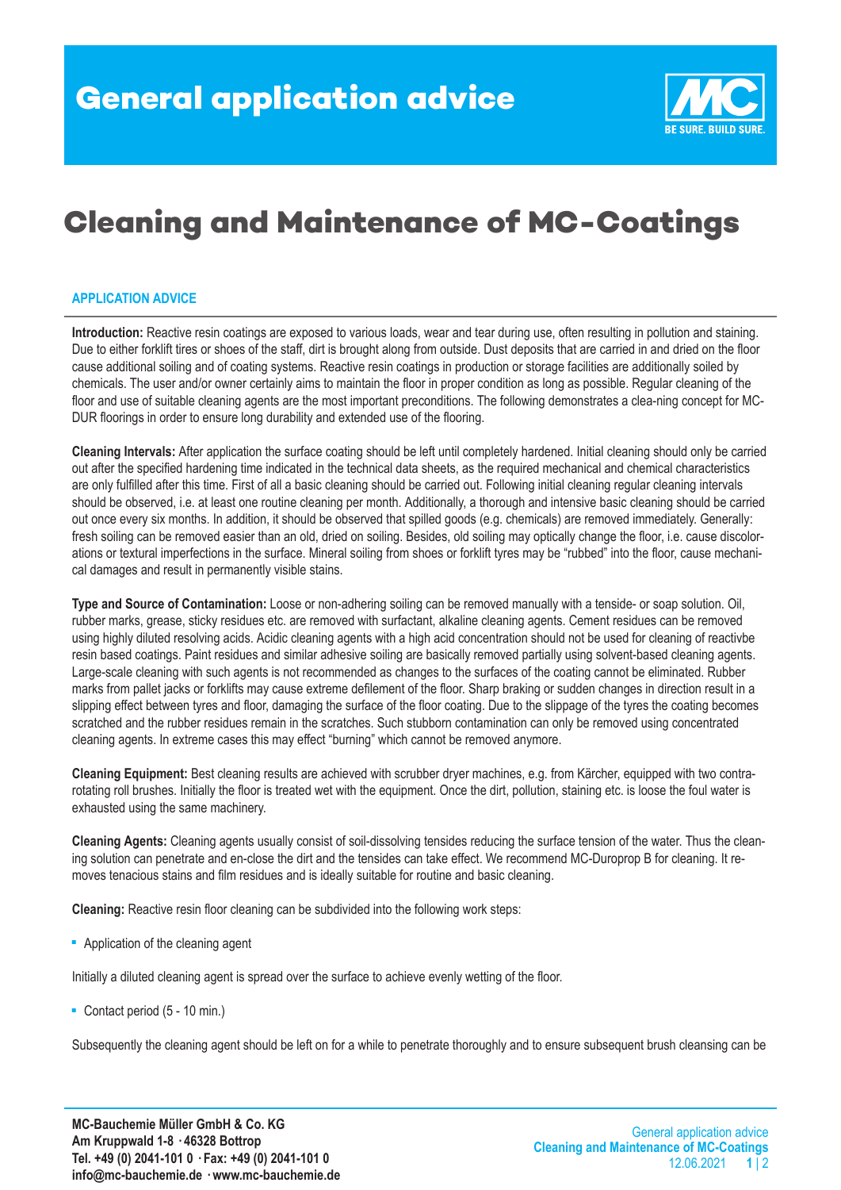# General application advice

# Cleaning and Maintenance of MC-Coatings

## APPLICATION ADVICE

**Introduction:** Reactive resin coatings are exposed to various loads, wear and tear during use, often resulting in pollution and staining. Due to either forklift tires or shoes of the staff, dirt is brought along from outside. Dust deposits that are carried in and dried on the floor cause additional soiling and of coating systems. Reactive resin coatings in production or storage facilities are additionally soiled by chemicals. The user and/or owner certainly aims to maintain the floor in proper condition as long as possible. Regular cleaning of the floor and use of suitable cleaning agents are the most important preconditions. The following demonstrates a clea-ning concept for MC-DUR floorings in order to ensure long durability and extended use of the flooring.

**Cleaning Intervals:** After application the surface coating should be left until completely hardened. Initial cleaning should only be carried out after the specified hardening time indicated in the technical data sheets, as the required mechanical and chemical characteristics are only fulfilled after this time. First of all a basic cleaning should be carried out. Following initial cleaning regular cleaning intervals should be observed, i.e. at least one routine cleaning per month. Additionally, a thorough and intensive basic cleaning should be carried out once every six months. In addition, it should be observed that spilled goods (e.g. chemicals) are removed immediately. Generally: fresh soiling can be removed easier than an old, dried on soiling. Besides, old soiling may optically change the floor, i.e. cause discolorations or textural imperfections in the surface. Mineral soiling from shoes or forklift tyres may be "rubbed" into the floor, cause mechanical damages and result in permanently visible stains.

**Type and Source of Contamination:** Loose or non-adhering soiling can be removed manually with a tenside- or soap solution. Oil, rubber marks, grease, sticky residues etc. are removed with surfactant, alkaline cleaning agents. Cement residues can be removed using highly diluted resolving acids. Acidic cleaning agents with a high acid concentration should not be used for cleaning of reactivbe resin based coatings. Paint residues and similar adhesive soiling are basically removed partially using solvent-based cleaning agents. Large-scale cleaning with such agents is not recommended as changes to the surfaces of the coating cannot be eliminated. Rubber marks from pallet jacks or forklifts may cause extreme defilement of the floor. Sharp braking or sudden changes in direction result in a slipping effect between tyres and floor, damaging the surface of the floor coating. Due to the slippage of the tyres the coating becomes scratched and the rubber residues remain in the scratches. Such stubborn contamination can only be removed using concentrated cleaning agents. In extreme cases this may effect "burning" which cannot be removed anymore.

**Cleaning Equipment:** Best cleaning results are achieved with scrubber dryer machines, e.g. from Kärcher, equipped with two contra-rotating roll brushes. Initially the floor is treated wet with the equipment. Once the dirt, pollution, staining etc. is loose the foul water is exhausted using the same machinery.

**Cleaning Agents:** Cleaning agents usually consist of soil-dissolving tensides reducing the surface tension of the water. Thus the cleaning solution can penetrate and en-close the dirt and the tensides can take effect. We recommend MC-Duroprop B for cleaning. It removes tenacious stains and film residues and is ideally suitable for routine and basic cleaning.

**Cleaning:** Reactive resin floor cleaning can be subdivided into the following work steps:

- Application of the cleaning agent

Initially a diluted cleaning agent is spread over the surface to achieve evenly wetting of the floor.

- Contact period (5 - 10 min.)

Subsequently the cleaning agent should be left on for a while to penetrate thoroughly and to ensure subsequent brush cleansing can be

MC-Bauchemie Müller GmbH & Co. KG
Am Kruppwald 1-8 · 46328 Bottrop
Tel. +49 (0) 2041-101 0 · Fax: +49 (0) 2041-101 0
info@mc-bauchemie.de · www.mc-bauchemie.de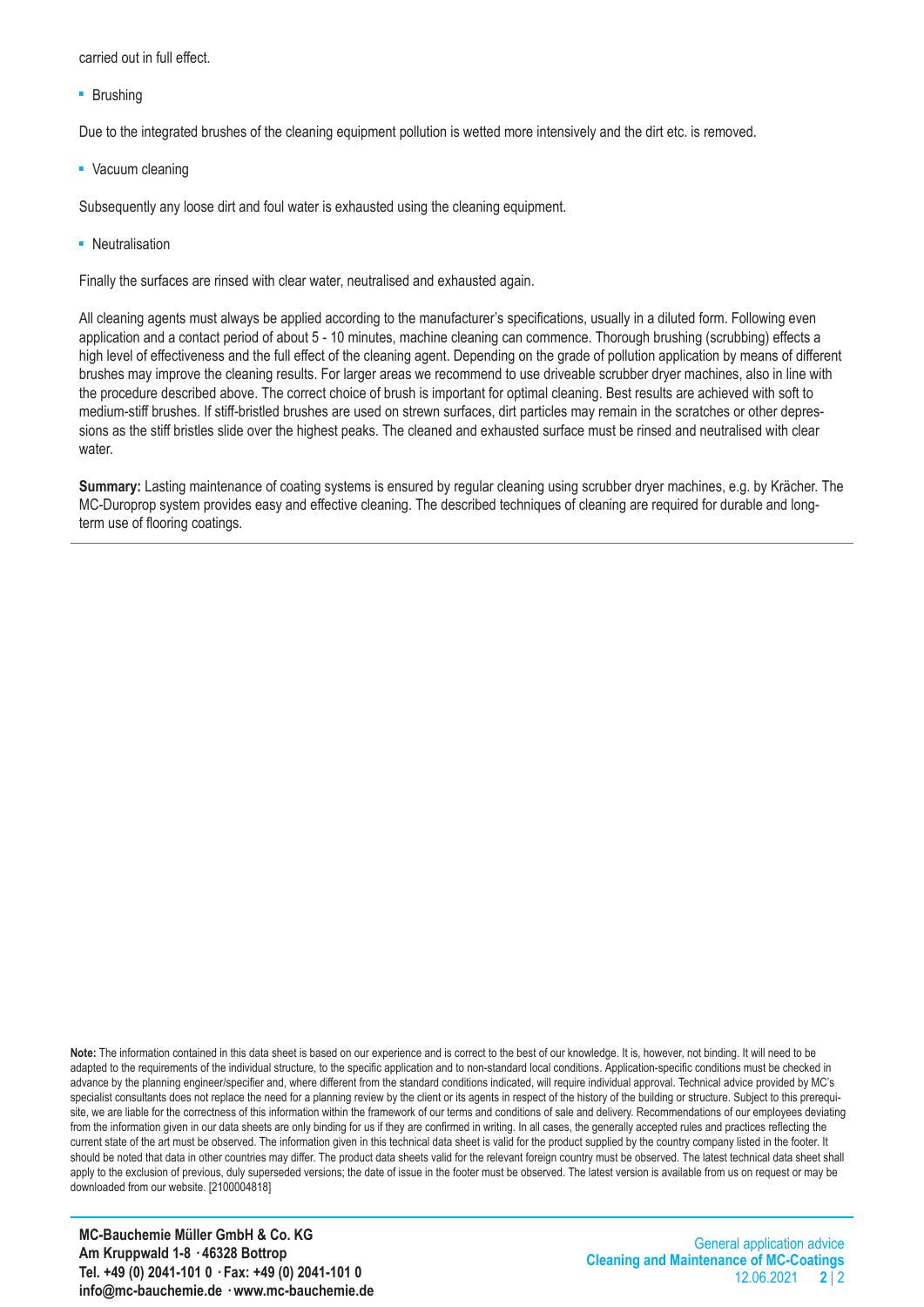carried out in full effect.

- Brushing

Due to the integrated brushes of the cleaning equipment pollution is wetted more intensively and the dirt etc. is removed.

- Vacuum cleaning

Subsequently any loose dirt and foul water is exhausted using the cleaning equipment.

- Neutralisation

Finally the surfaces are rinsed with clear water, neutralised and exhausted again.

All cleaning agents must always be applied according to the manufacturer's specifications, usually in a diluted form. Following even application and a contact period of about 5 - 10 minutes, machine cleaning can commence. Thorough brushing (scrubbing) effects a high level of effectiveness and the full effect of the cleaning agent. Depending on the grade of pollution application by means of different brushes may improve the cleaning results. For larger areas we recommend to use driveable scrubber dryer machines, also in line with the procedure described above. The correct choice of brush is important for optimal cleaning. Best results are achieved with soft to medium-stiff brushes. If stiff-bristled brushes are used on strewn surfaces, dirt particles may remain in the scratches or other depressions as the stiff bristles slide over the highest peaks. The cleaned and exhausted surface must be rinsed and neutralised with clear water.

**Summary:** Lasting maintenance of coating systems is ensured by regular cleaning using scrubber dryer machines, e.g. by Krächer. The MC-Duroprop system provides easy and effective cleaning. The described techniques of cleaning are required for durable and long-term use of flooring coatings.

---

**Note:** The information contained in this data sheet is based on our experience and is correct to the best of our knowledge. It is, however, not binding. It will need to be adapted to the requirements of the individual structure, to the specific application and to non-standard local conditions. Application-specific conditions must be checked in advance by the planning engineer/specifier and, where different from the standard conditions indicated, will require individual approval. Technical advice provided by MC's specialist consultants does not replace the need for a planning review by the client or its agents in respect of the history of the building or structure. Subject to this prerequisite, we are liable for the correctness of this information within the framework of our terms and conditions of sale and delivery. Recommendations of our employees deviating from the information given in our data sheets are only binding for us if they are confirmed in writing. In all cases, the generally accepted rules and practices reflecting the current state of the art must be observed. The information given in this technical data sheet is valid for the product supplied by the country company listed in the footer. It should be noted that data in other countries may differ. The product data sheets valid for the relevant foreign country must be observed. The latest technical data sheet shall apply to the exclusion of previous, duly superseded versions; the date of issue in the footer must be observed. The latest version is available from us on request or may be downloaded from our website. [2100004818]

**MC-Bauchemie Müller GmbH & Co. KG**
**Am Kruppwald 1-8 · 46328 Bottrop**
**Tel. +49 (0) 2041-101 0 · Fax: +49 (0) 2041-101 0**
**info@mc-bauchemie.de · www.mc-bauchemie.de**

General application advice
**Cleaning and Maintenance of MC-Coatings**
12.06.2021